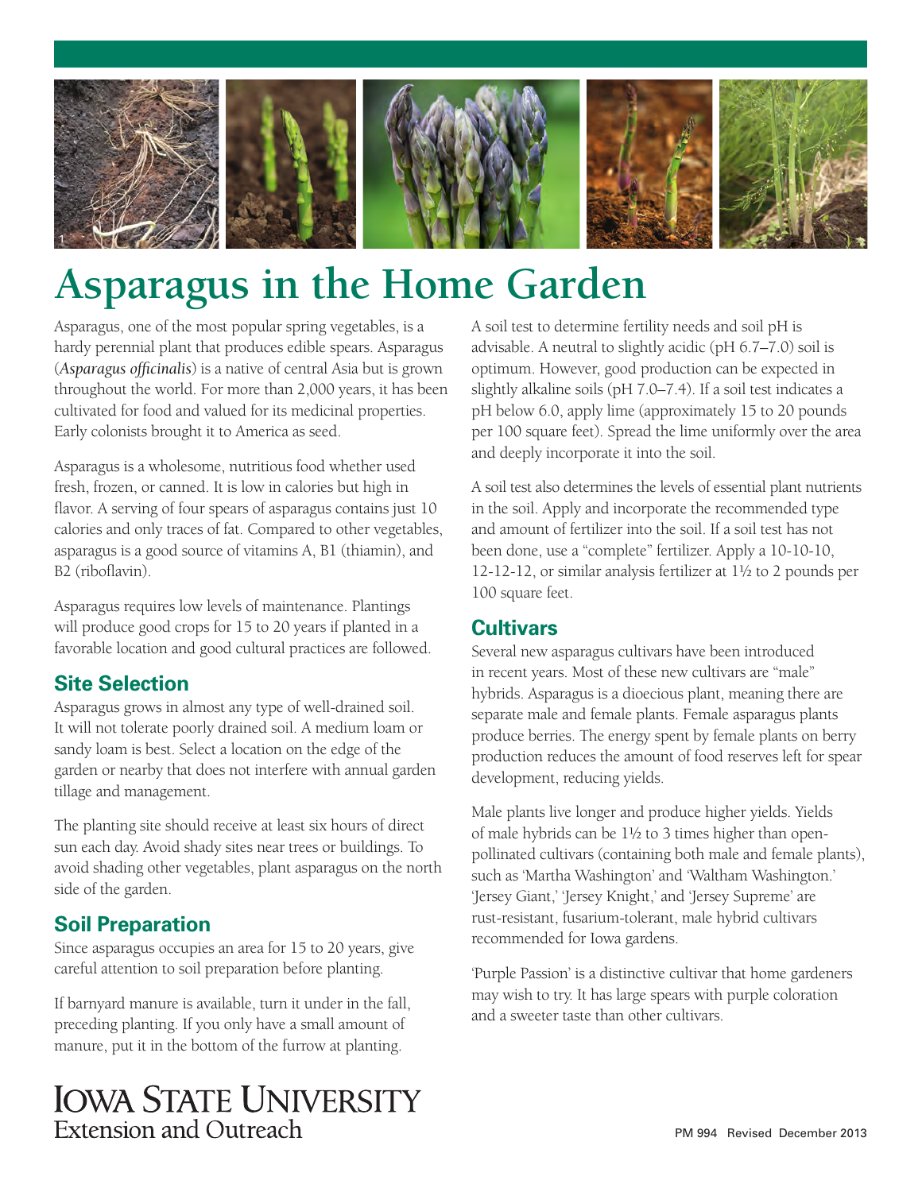# Asparagus in the Home Garden

Asparagus, one of the most popular spring vegetables, is a hardy perennial plant that produces edible spears. Asparagus (*Asparagus officinalis*) is a native of central Asia but is grown throughout the world. For more than 2,000 years, it has been cultivated for food and valued for its medicinal properties. Early colonists brought it to America as seed.

Asparagus is a wholesome, nutritious food whether used fresh, frozen, or canned. It is low in calories but high in flavor. A serving of four spears of asparagus contains just 10 calories and only traces of fat. Compared to other vegetables, asparagus is a good source of vitamins A, B1 (thiamin), and B2 (riboflavin).

Asparagus requires low levels of maintenance. Plantings will produce good crops for 15 to 20 years if planted in a favorable location and good cultural practices are followed.

## Site Selection

Asparagus grows in almost any type of well-drained soil. It will not tolerate poorly drained soil. A medium loam or sandy loam is best. Select a location on the edge of the garden or nearby that does not interfere with annual garden tillage and management.

The planting site should receive at least six hours of direct sun each day. Avoid shady sites near trees or buildings. To avoid shading other vegetables, plant asparagus on the north side of the garden.

## Soil Preparation

Since asparagus occupies an area for 15 to 20 years, give careful attention to soil preparation before planting.

If barnyard manure is available, turn it under in the fall, preceding planting. If you only have a small amount of manure, put it in the bottom of the furrow at planting.

A soil test to determine fertility needs and soil pH is advisable. A neutral to slightly acidic (pH 6.7–7.0) soil is optimum. However, good production can be expected in slightly alkaline soils (pH 7.0–7.4). If a soil test indicates a pH below 6.0, apply lime (approximately 15 to 20 pounds per 100 square feet). Spread the lime uniformly over the area and deeply incorporate it into the soil.

A soil test also determines the levels of essential plant nutrients in the soil. Apply and incorporate the recommended type and amount of fertilizer into the soil. If a soil test has not been done, use a "complete" fertilizer. Apply a 10-10-10, 12-12-12, or similar analysis fertilizer at 1½ to 2 pounds per 100 square feet.

## Cultivars

Several new asparagus cultivars have been introduced in recent years. Most of these new cultivars are "male" hybrids. Asparagus is a dioecious plant, meaning there are separate male and female plants. Female asparagus plants produce berries. The energy spent by female plants on berry production reduces the amount of food reserves left for spear development, reducing yields.

Male plants live longer and produce higher yields. Yields of male hybrids can be 1½ to 3 times higher than open-pollinated cultivars (containing both male and female plants), such as 'Martha Washington' and 'Waltham Washington.' 'Jersey Giant,' 'Jersey Knight,' and 'Jersey Supreme' are rust-resistant, fusarium-tolerant, male hybrid cultivars recommended for Iowa gardens.

'Purple Passion' is a distinctive cultivar that home gardeners may wish to try. It has large spears with purple coloration and a sweeter taste than other cultivars.

Iowa State University Extension and Outreach

PM 994 Revised December 2013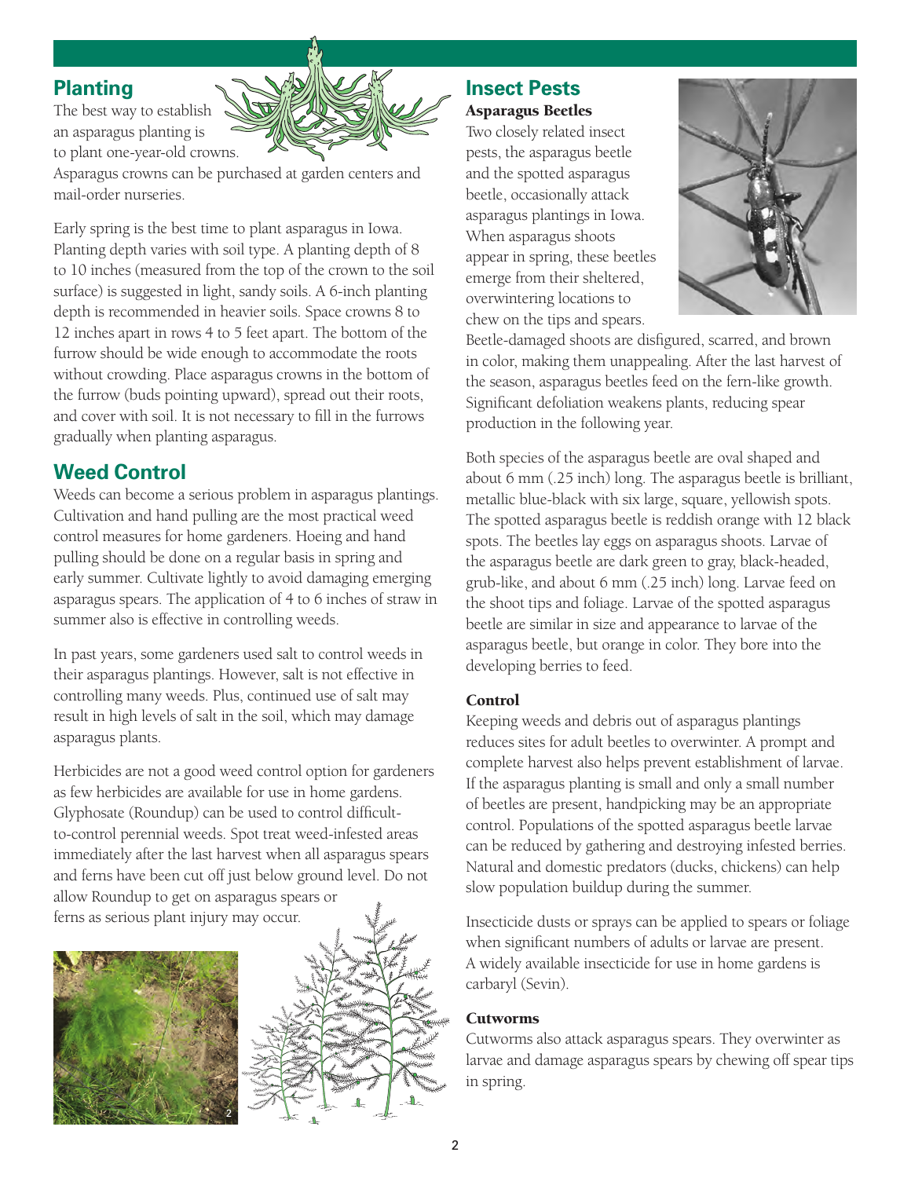## Planting

The best way to establish an asparagus planting is to plant one-year-old crowns. Asparagus crowns can be purchased at garden centers and mail-order nurseries.

Early spring is the best time to plant asparagus in Iowa. Planting depth varies with soil type. A planting depth of 8 to 10 inches (measured from the top of the crown to the soil surface) is suggested in light, sandy soils. A 6-inch planting depth is recommended in heavier soils. Space crowns 8 to 12 inches apart in rows 4 to 5 feet apart. The bottom of the furrow should be wide enough to accommodate the roots without crowding. Place asparagus crowns in the bottom of the furrow (buds pointing upward), spread out their roots, and cover with soil. It is not necessary to fill in the furrows gradually when planting asparagus.

## Weed Control

Weeds can become a serious problem in asparagus plantings. Cultivation and hand pulling are the most practical weed control measures for home gardeners. Hoeing and hand pulling should be done on a regular basis in spring and early summer. Cultivate lightly to avoid damaging emerging asparagus spears. The application of 4 to 6 inches of straw in summer also is effective in controlling weeds.

In past years, some gardeners used salt to control weeds in their asparagus plantings. However, salt is not effective in controlling many weeds. Plus, continued use of salt may result in high levels of salt in the soil, which may damage asparagus plants.

Herbicides are not a good weed control option for gardeners as few herbicides are available for use in home gardens. Glyphosate (Roundup) can be used to control difficult-to-control perennial weeds. Spot treat weed-infested areas immediately after the last harvest when all asparagus spears and ferns have been cut off just below ground level. Do not allow Roundup to get on asparagus spears or ferns as serious plant injury may occur.

## Insect Pests

### Asparagus Beetles

Two closely related insect pests, the asparagus beetle and the spotted asparagus beetle, occasionally attack asparagus plantings in Iowa. When asparagus shoots appear in spring, these beetles emerge from their sheltered, overwintering locations to chew on the tips and spears. Beetle-damaged shoots are disfigured, scarred, and brown in color, making them unappealing. After the last harvest of the season, asparagus beetles feed on the fern-like growth. Significant defoliation weakens plants, reducing spear production in the following year.

Both species of the asparagus beetle are oval shaped and about 6 mm (.25 inch) long. The asparagus beetle is brilliant, metallic blue-black with six large, square, yellowish spots. The spotted asparagus beetle is reddish orange with 12 black spots. The beetles lay eggs on asparagus shoots. Larvae of the asparagus beetle are dark green to gray, black-headed, grub-like, and about 6 mm (.25 inch) long. Larvae feed on the shoot tips and foliage. Larvae of the spotted asparagus beetle are similar in size and appearance to larvae of the asparagus beetle, but orange in color. They bore into the developing berries to feed.

### Control

Keeping weeds and debris out of asparagus plantings reduces sites for adult beetles to overwinter. A prompt and complete harvest also helps prevent establishment of larvae. If the asparagus planting is small and only a small number of beetles are present, handpicking may be an appropriate control. Populations of the spotted asparagus beetle larvae can be reduced by gathering and destroying infested berries. Natural and domestic predators (ducks, chickens) can help slow population buildup during the summer.

Insecticide dusts or sprays can be applied to spears or foliage when significant numbers of adults or larvae are present. A widely available insecticide for use in home gardens is carbaryl (Sevin).

### Cutworms

Cutworms also attack asparagus spears. They overwinter as larvae and damage asparagus spears by chewing off spear tips in spring.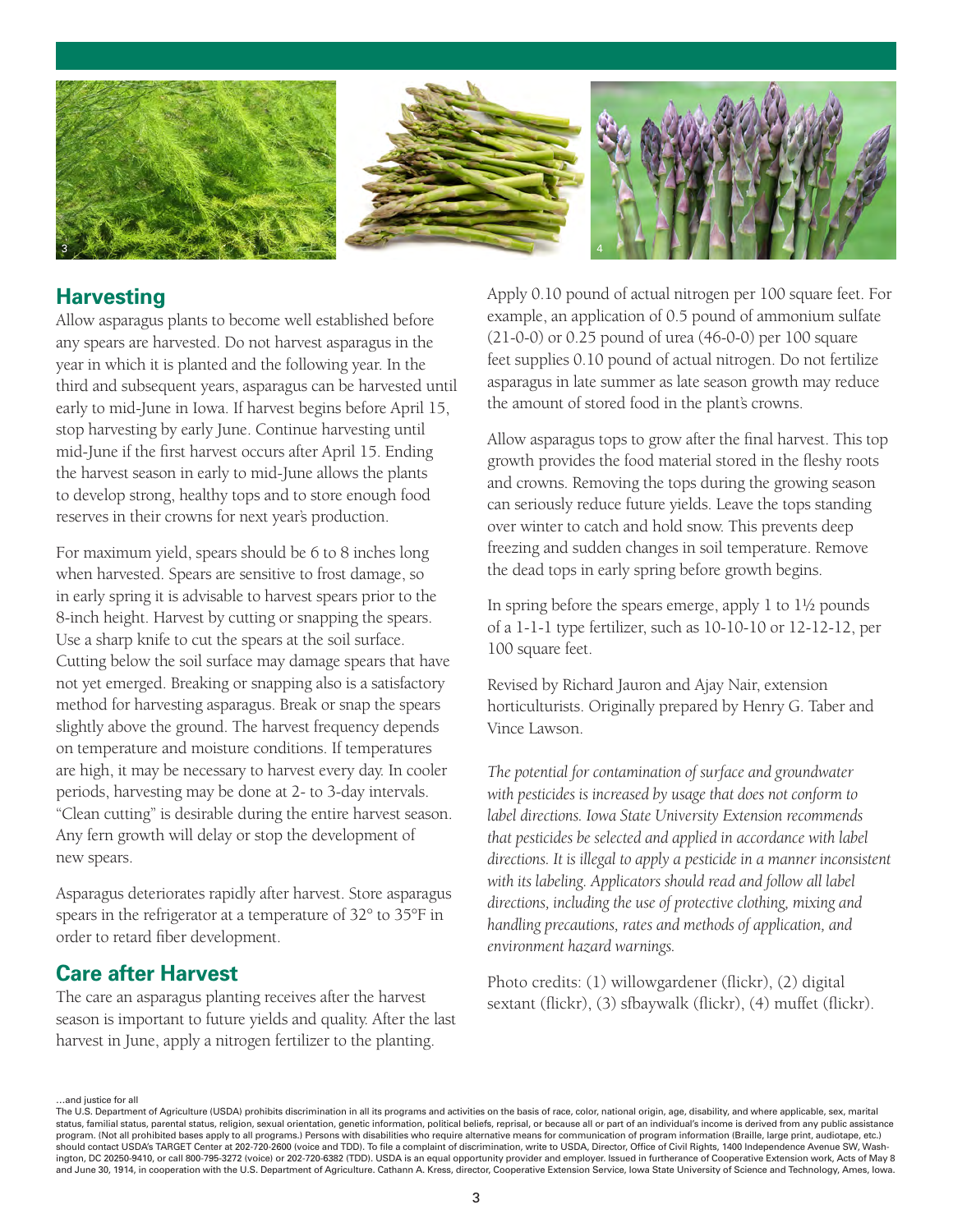## Harvesting

Allow asparagus plants to become well established before any spears are harvested. Do not harvest asparagus in the year in which it is planted and the following year. In the third and subsequent years, asparagus can be harvested until early to mid-June in Iowa. If harvest begins before April 15, stop harvesting by early June. Continue harvesting until mid-June if the first harvest occurs after April 15. Ending the harvest season in early to mid-June allows the plants to develop strong, healthy tops and to store enough food reserves in their crowns for next year's production.

For maximum yield, spears should be 6 to 8 inches long when harvested. Spears are sensitive to frost damage, so in early spring it is advisable to harvest spears prior to the 8-inch height. Harvest by cutting or snapping the spears. Use a sharp knife to cut the spears at the soil surface. Cutting below the soil surface may damage spears that have not yet emerged. Breaking or snapping also is a satisfactory method for harvesting asparagus. Break or snap the spears slightly above the ground. The harvest frequency depends on temperature and moisture conditions. If temperatures are high, it may be necessary to harvest every day. In cooler periods, harvesting may be done at 2- to 3-day intervals. "Clean cutting" is desirable during the entire harvest season. Any fern growth will delay or stop the development of new spears.

Asparagus deteriorates rapidly after harvest. Store asparagus spears in the refrigerator at a temperature of 32° to 35°F in order to retard fiber development.

## Care after Harvest

The care an asparagus planting receives after the harvest season is important to future yields and quality. After the last harvest in June, apply a nitrogen fertilizer to the planting. Apply 0.10 pound of actual nitrogen per 100 square feet. For example, an application of 0.5 pound of ammonium sulfate (21-0-0) or 0.25 pound of urea (46-0-0) per 100 square feet supplies 0.10 pound of actual nitrogen. Do not fertilize asparagus in late summer as late season growth may reduce the amount of stored food in the plant's crowns.

Allow asparagus tops to grow after the final harvest. This top growth provides the food material stored in the fleshy roots and crowns. Removing the tops during the growing season can seriously reduce future yields. Leave the tops standing over winter to catch and hold snow. This prevents deep freezing and sudden changes in soil temperature. Remove the dead tops in early spring before growth begins.

In spring before the spears emerge, apply 1 to 1½ pounds of a 1-1-1 type fertilizer, such as 10-10-10 or 12-12-12, per 100 square feet.

Revised by Richard Jauron and Ajay Nair, extension horticulturists. Originally prepared by Henry G. Taber and Vince Lawson.

*The potential for contamination of surface and groundwater with pesticides is increased by usage that does not conform to label directions. Iowa State University Extension recommends that pesticides be selected and applied in accordance with label directions. It is illegal to apply a pesticide in a manner inconsistent with its labeling. Applicators should read and follow all label directions, including the use of protective clothing, mixing and handling precautions, rates and methods of application, and environment hazard warnings.*

Photo credits: (1) willowgardener (flickr), (2) digital sextant (flickr), (3) sfbaywalk (flickr), (4) muffet (flickr).

…and justice for all
The U.S. Department of Agriculture (USDA) prohibits discrimination in all its programs and activities on the basis of race, color, national origin, age, disability, and where applicable, sex, marital status, familial status, parental status, religion, sexual orientation, genetic information, political beliefs, reprisal, or because all or part of an individual's income is derived from any public assistance program. (Not all prohibited bases apply to all programs.) Persons with disabilities who require alternative means for communication of program information (Braille, large print, audiotape, etc.) should contact USDA's TARGET Center at 202-720-2600 (voice and TDD). To file a complaint of discrimination, write to USDA, Director, Office of Civil Rights, 1400 Independence Avenue SW, Washington, DC 20250-9410, or call 800-795-3272 (voice) or 202-720-6382 (TDD). USDA is an equal opportunity provider and employer. Issued in furtherance of Cooperative Extension work, Acts of May 8 and June 30, 1914, in cooperation with the U.S. Department of Agriculture. Cathann A. Kress, director, Cooperative Extension Service, Iowa State University of Science and Technology, Ames, Iowa.